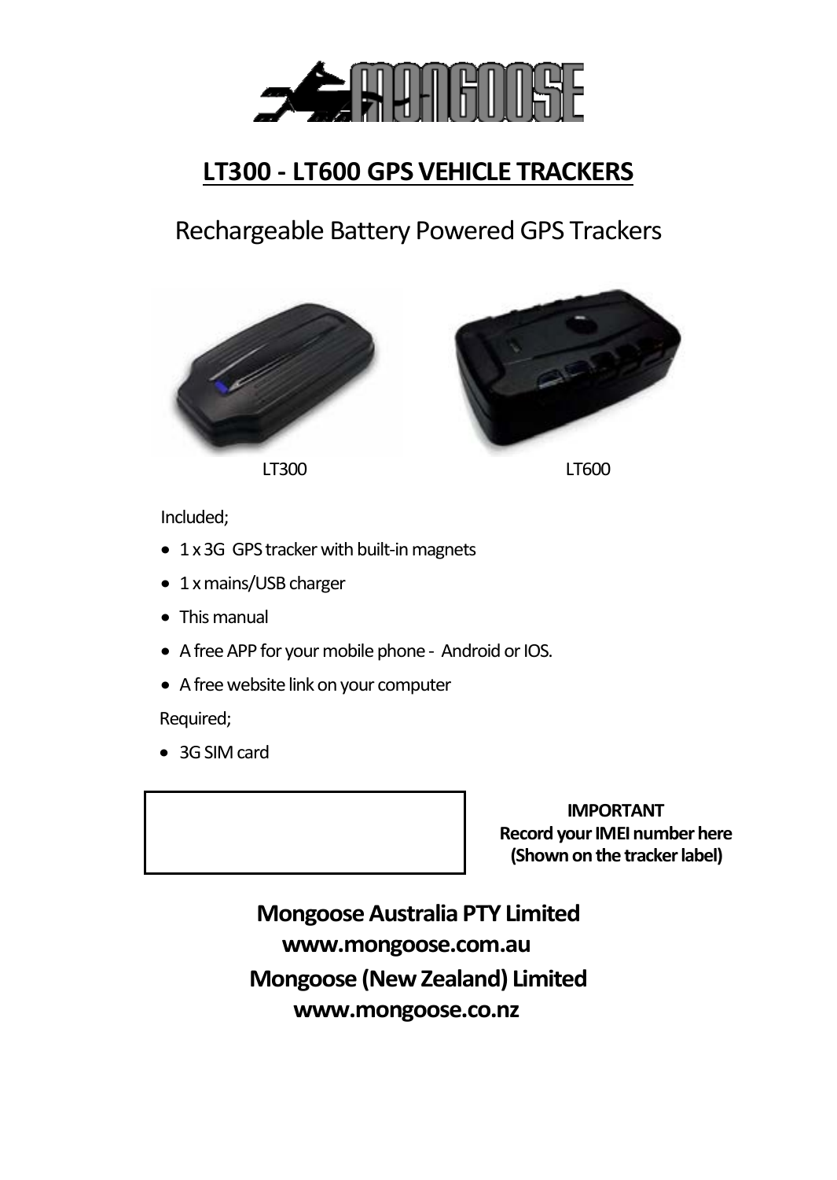# LT300 - LT600 GPS VEHICLE TRACKERS

## Rechargeable Battery Powered GPS Trackers

LT300 LT600

Included;

- 1 x 3G GPS tracker with built-in magnets
- 1 x mains/USB charger
- This manual
- A free APP for your mobile phone - Android or IOS.
- A free website link on your computer

Required;

- 3G SIM card

**IMPORTANT**
**Record your IMEI number here**
**(Shown on the tracker label)**

**Mongoose Australia PTY Limited**
**www.mongoose.com.au**
**Mongoose (New Zealand) Limited**
**www.mongoose.co.nz**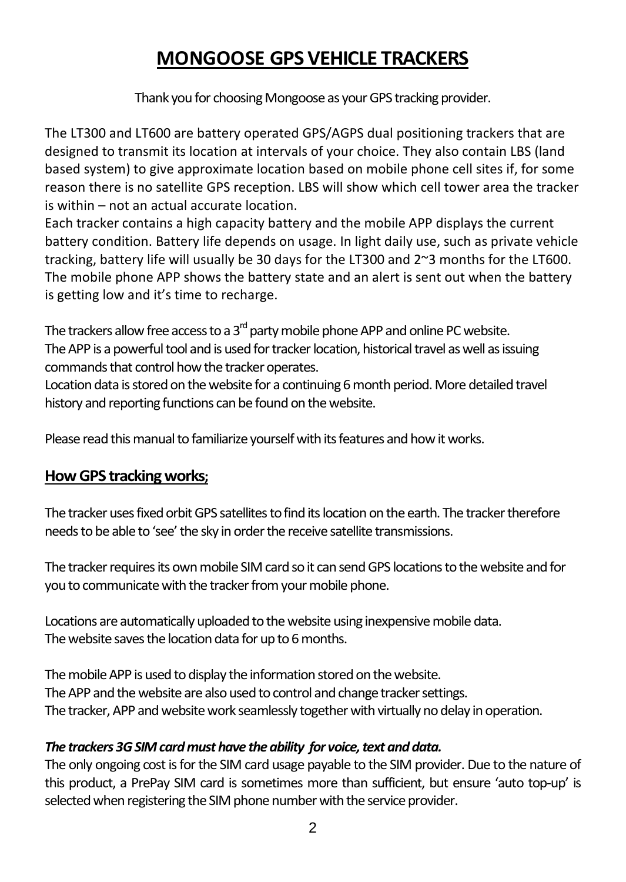# MONGOOSE GPS VEHICLE TRACKERS

Thank you for choosing Mongoose as your GPS tracking provider.

The LT300 and LT600 are battery operated GPS/AGPS dual positioning trackers that are designed to transmit its location at intervals of your choice. They also contain LBS (land based system) to give approximate location based on mobile phone cell sites if, for some reason there is no satellite GPS reception. LBS will show which cell tower area the tracker is within – not an actual accurate location.
Each tracker contains a high capacity battery and the mobile APP displays the current battery condition. Battery life depends on usage. In light daily use, such as private vehicle tracking, battery life will usually be 30 days for the LT300 and 2~3 months for the LT600. The mobile phone APP shows the battery state and an alert is sent out when the battery is getting low and it's time to recharge.

The trackers allow free access to a 3rd party mobile phone APP and online PC website.
The APP is a powerful tool and is used for tracker location, historical travel as well as issuing commands that control how the tracker operates.
Location data is stored on the website for a continuing 6 month period. More detailed travel history and reporting functions can be found on the website.

Please read this manual to familiarize yourself with its features and how it works.

## How GPS tracking works;

The tracker uses fixed orbit GPS satellites to find its location on the earth. The tracker therefore needs to be able to 'see' the sky in order the receive satellite transmissions.

The tracker requires its own mobile SIM card so it can send GPS locations to the website and for you to communicate with the tracker from your mobile phone.

Locations are automatically uploaded to the website using inexpensive mobile data.
The website saves the location data for up to 6 months.

The mobile APP is used to display the information stored on the website.
The APP and the website are also used to control and change tracker settings.
The tracker, APP and website work seamlessly together with virtually no delay in operation.

***The trackers 3G SIM card must have the ability for voice, text and data.***
The only ongoing cost is for the SIM card usage payable to the SIM provider. Due to the nature of this product, a PrePay SIM card is sometimes more than sufficient, but ensure 'auto top-up' is selected when registering the SIM phone number with the service provider.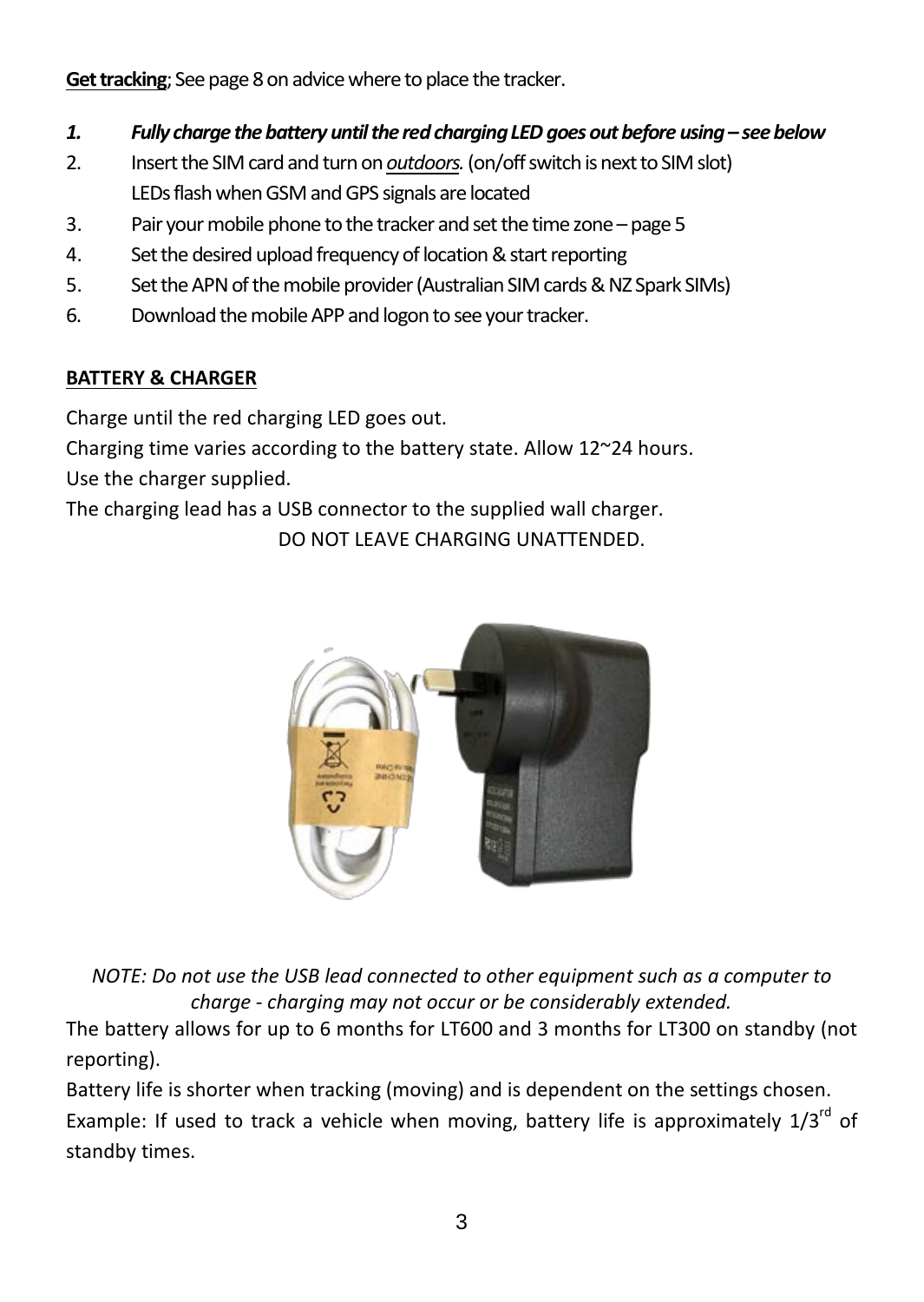**<u>Get tracking</u>**; See page 8 on advice where to place the tracker.

1. ***Fully charge the battery until the red charging LED goes out before using – see below***
2. Insert the SIM card and turn on ***<u>outdoors</u>***. (on/off switch is next to SIM slot)
   LEDs flash when GSM and GPS signals are located
3. Pair your mobile phone to the tracker and set the time zone – page 5
4. Set the desired upload frequency of location & start reporting
5. Set the APN of the mobile provider (Australian SIM cards & NZ Spark SIMs)
6. Download the mobile APP and logon to see your tracker.

**<u>BATTERY & CHARGER</u>**

Charge until the red charging LED goes out.
Charging time varies according to the battery state. Allow 12~24 hours.
Use the charger supplied.
The charging lead has a USB connector to the supplied wall charger.

DO NOT LEAVE CHARGING UNATTENDED.

*NOTE: Do not use the USB lead connected to other equipment such as a computer to charge - charging may not occur or be considerably extended.*

The battery allows for up to 6 months for LT600 and 3 months for LT300 on standby (not reporting).
Battery life is shorter when tracking (moving) and is dependent on the settings chosen.
Example: If used to track a vehicle when moving, battery life is approximately 1/3rd of standby times.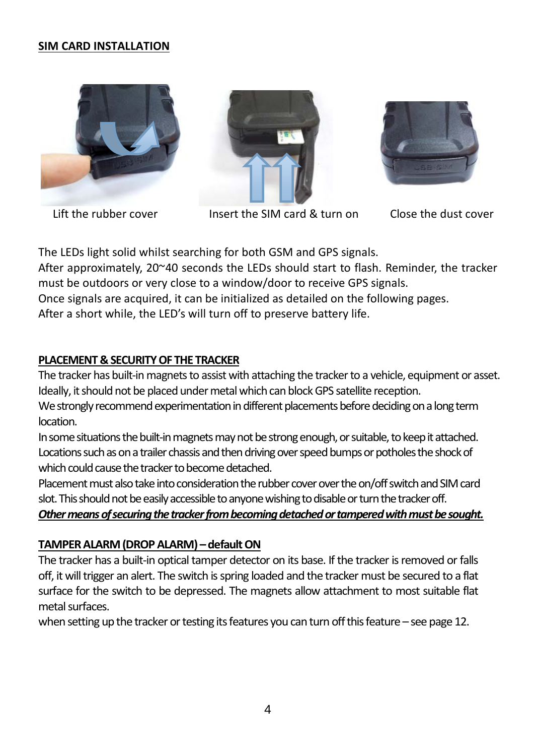## SIM CARD INSTALLATION

Lift the rubber cover    Insert the SIM card & turn on    Close the dust cover

The LEDs light solid whilst searching for both GSM and GPS signals.
After approximately, 20~40 seconds the LEDs should start to flash. Reminder, the tracker must be outdoors or very close to a window/door to receive GPS signals.
Once signals are acquired, it can be initialized as detailed on the following pages.
After a short while, the LED's will turn off to preserve battery life.

## PLACEMENT & SECURITY OF THE TRACKER

The tracker has built-in magnets to assist with attaching the tracker to a vehicle, equipment or asset. Ideally, it should not be placed under metal which can block GPS satellite reception.
We strongly recommend experimentation in different placements before deciding on a long term location.
In some situations the built-in magnets may not be strong enough, or suitable, to keep it attached. Locations such as on a trailer chassis and then driving over speed bumps or potholes the shock of which could cause the tracker to become detached.
Placement must also take into consideration the rubber cover over the on/off switch and SIM card slot. This should not be easily accessible to anyone wishing to disable or turn the tracker off.
***Other means of securing the tracker from becoming detached or tampered with must be sought.***

## TAMPER ALARM (DROP ALARM) – default ON

The tracker has a built-in optical tamper detector on its base. If the tracker is removed or falls off, it will trigger an alert. The switch is spring loaded and the tracker must be secured to a flat surface for the switch to be depressed. The magnets allow attachment to most suitable flat metal surfaces.
when setting up the tracker or testing its features you can turn off this feature – see page 12.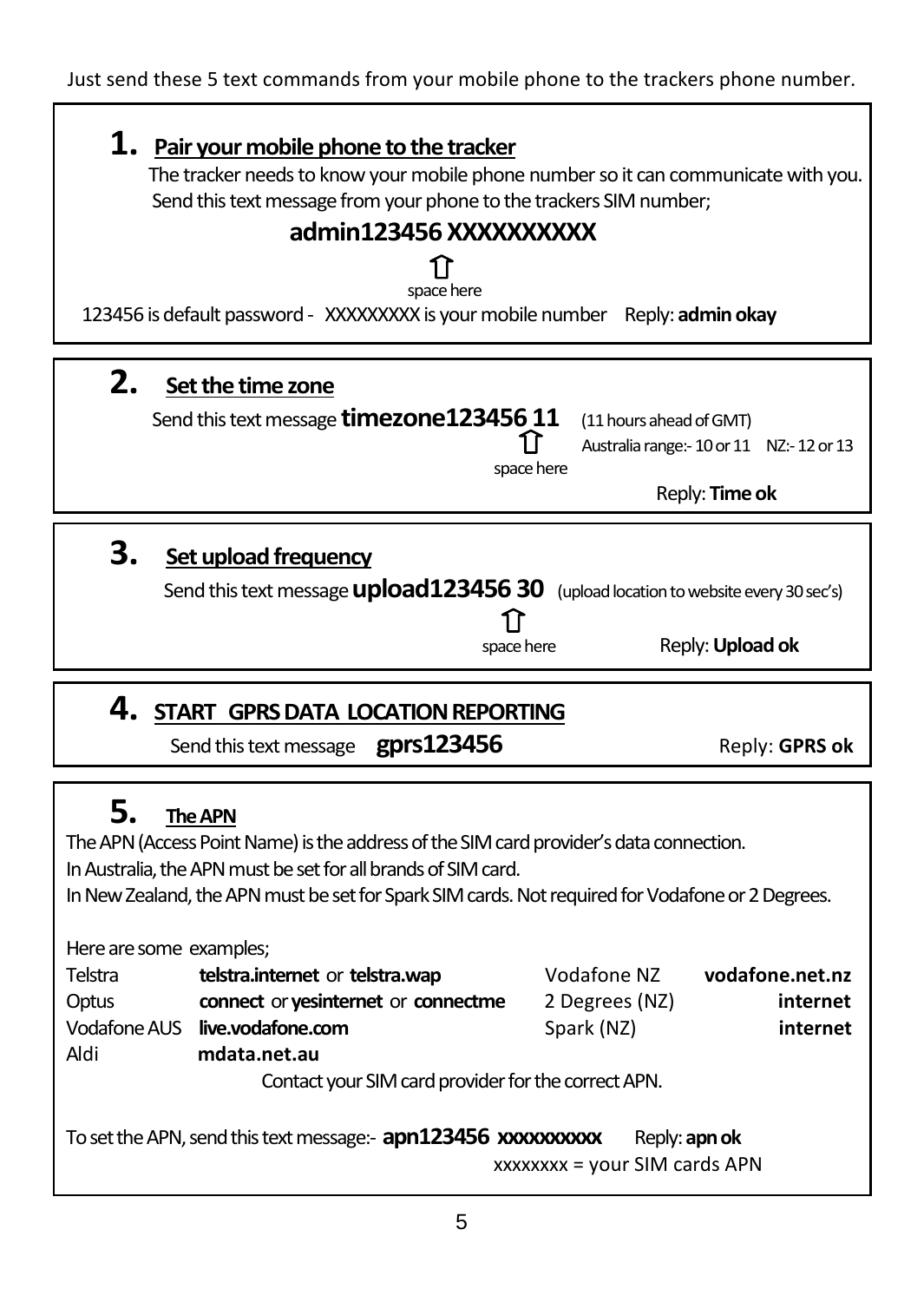Just send these 5 text commands from your mobile phone to the trackers phone number.

## 1. Pair your mobile phone to the tracker

The tracker needs to know your mobile phone number so it can communicate with you. Send this text message from your phone to the trackers SIM number;

**admin123456 XXXXXXXXXX**

⇧ space here

123456 is default password - XXXXXXXXX is your mobile number Reply: **admin okay**

## 2. Set the time zone

Send this text message **timezone123456 11** (11 hours ahead of GMT)

⇧ space here

Australia range:- 10 or 11 NZ:- 12 or 13

Reply: **Time ok**

## 3. Set upload frequency

Send this text message **upload123456 30** (upload location to website every 30 sec's)

⇧ space here

Reply: **Upload ok**

## 4. START GPRS DATA LOCATION REPORTING

Send this text message **gprs123456** Reply: **GPRS ok**

## 5. The APN

The APN (Access Point Name) is the address of the SIM card provider's data connection.
In Australia, the APN must be set for all brands of SIM card.
In New Zealand, the APN must be set for Spark SIM cards. Not required for Vodafone or 2 Degrees.

Here are some examples;

| | | | |
|---|---|---|---|
| Telstra | **telstra.internet** or **telstra.wap** | Vodafone NZ | **vodafone.net.nz** |
| Optus | **connect** or **yesinternet** or **connectme** | 2 Degrees (NZ) | **internet** |
| Vodafone AUS | **live.vodafone.com** | Spark (NZ) | **internet** |
| Aldi | **mdata.net.au** | | |

Contact your SIM card provider for the correct APN.

To set the APN, send this text message:- **apn123456 xxxxxxxxxx** Reply: **apn ok**

xxxxxxxx = your SIM cards APN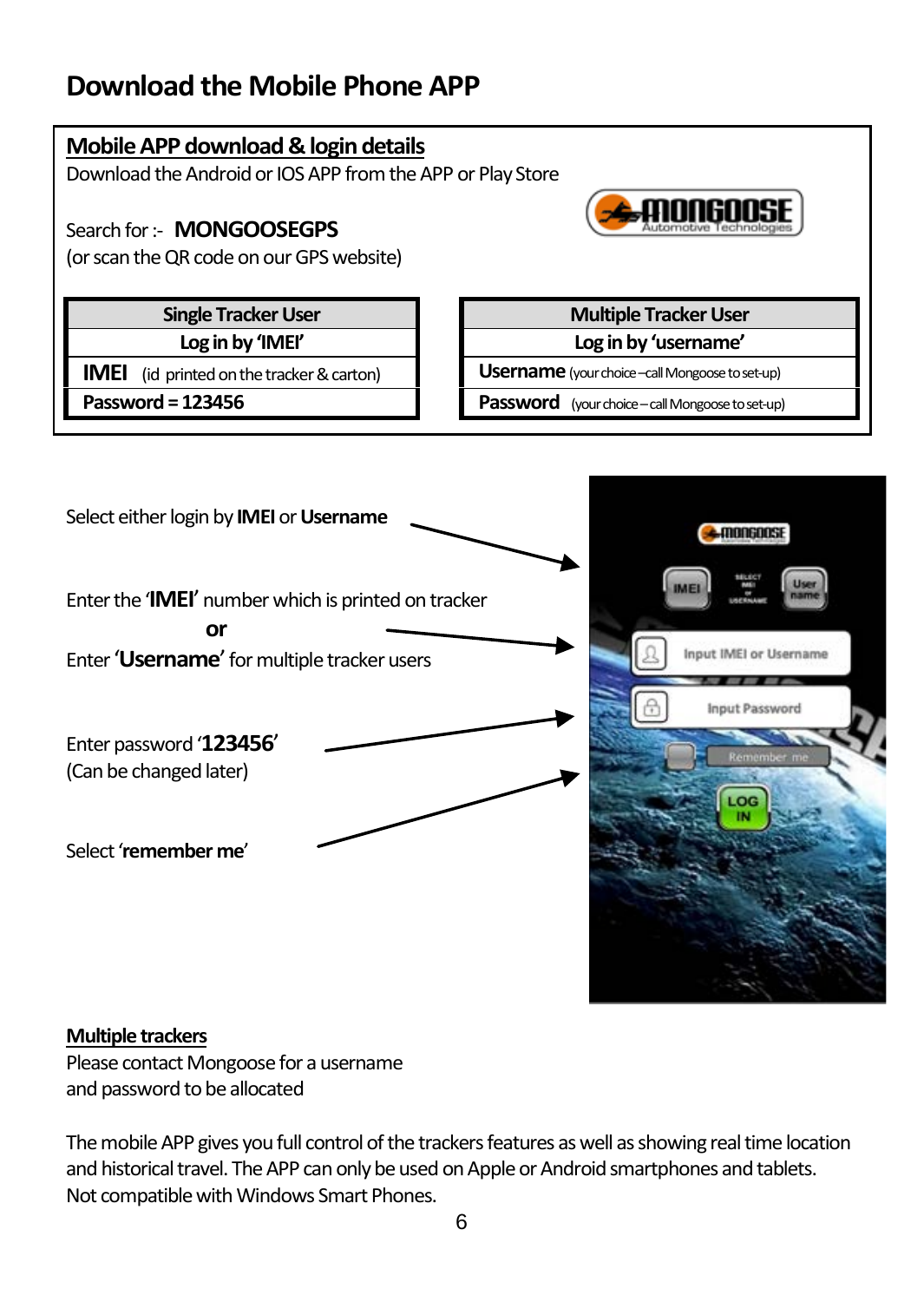# Download the Mobile Phone APP

## Mobile APP download & login details

Download the Android or IOS APP from the APP or Play Store

Search for :- **MONGOOSEGPS**

(or scan the QR code on our GPS website)

| Single Tracker User |
|---|
| **Log in by 'IMEI'** |
| **IMEI** (id printed on the tracker & carton) |
| **Password = 123456** |

| Multiple Tracker User |
|---|
| **Log in by 'username'** |
| **Username** (your choice – call Mongoose to set-up) |
| **Password** (your choice – call Mongoose to set-up) |

Select either login by **IMEI** or **Username**

Enter the '**IMEI**' number which is printed on tracker

**or**

Enter '**Username**' for multiple tracker users

Enter password '**123456**'
(Can be changed later)

Select '**remember me**'

**Multiple trackers**

Please contact Mongoose for a username and password to be allocated

The mobile APP gives you full control of the trackers features as well as showing real time location and historical travel. The APP can only be used on Apple or Android smartphones and tablets. Not compatible with Windows Smart Phones.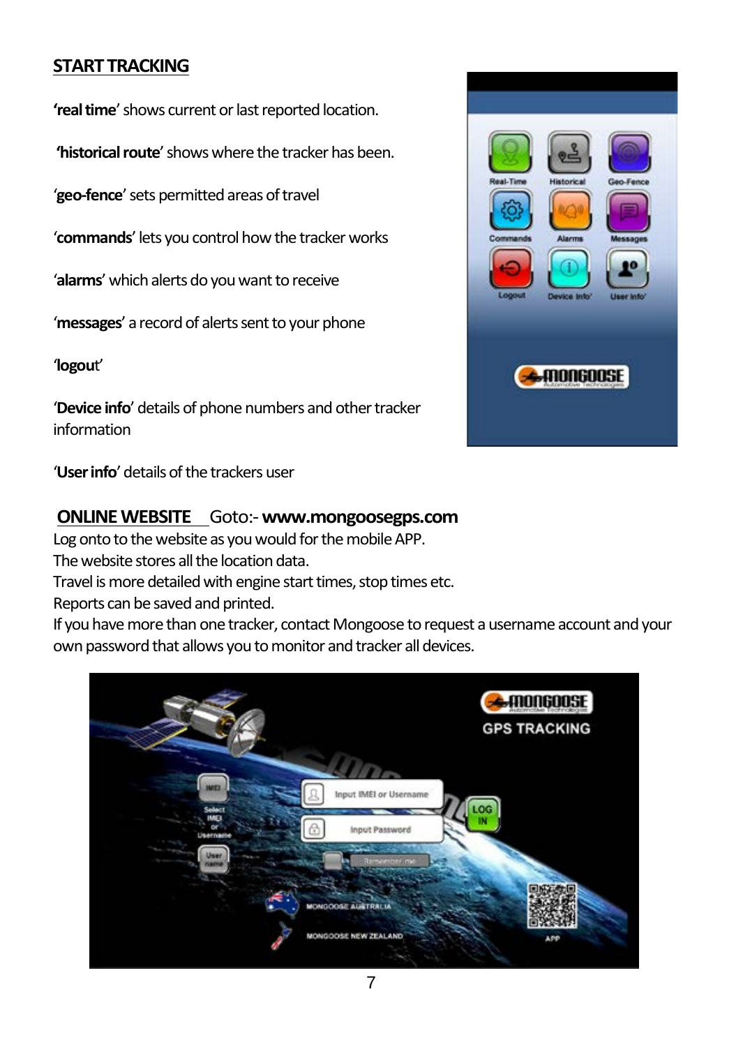## START TRACKING

**'real time'** shows current or last reported location.

**'historical route'** shows where the tracker has been.

'**geo-fence**' sets permitted areas of travel

'**commands**' lets you control how the tracker works

'**alarms**' which alerts do you want to receive

'**messages**' a record of alerts sent to your phone

'**logout**'

'**Device info**' details of phone numbers and other tracker information

'**User info**' details of the trackers user

## ONLINE WEBSITE Goto:- **www.mongoosegps.com**

Log onto to the website as you would for the mobile APP.
The website stores all the location data.
Travel is more detailed with engine start times, stop times etc.
Reports can be saved and printed.
If you have more than one tracker, contact Mongoose to request a username account and your own password that allows you to monitor and tracker all devices.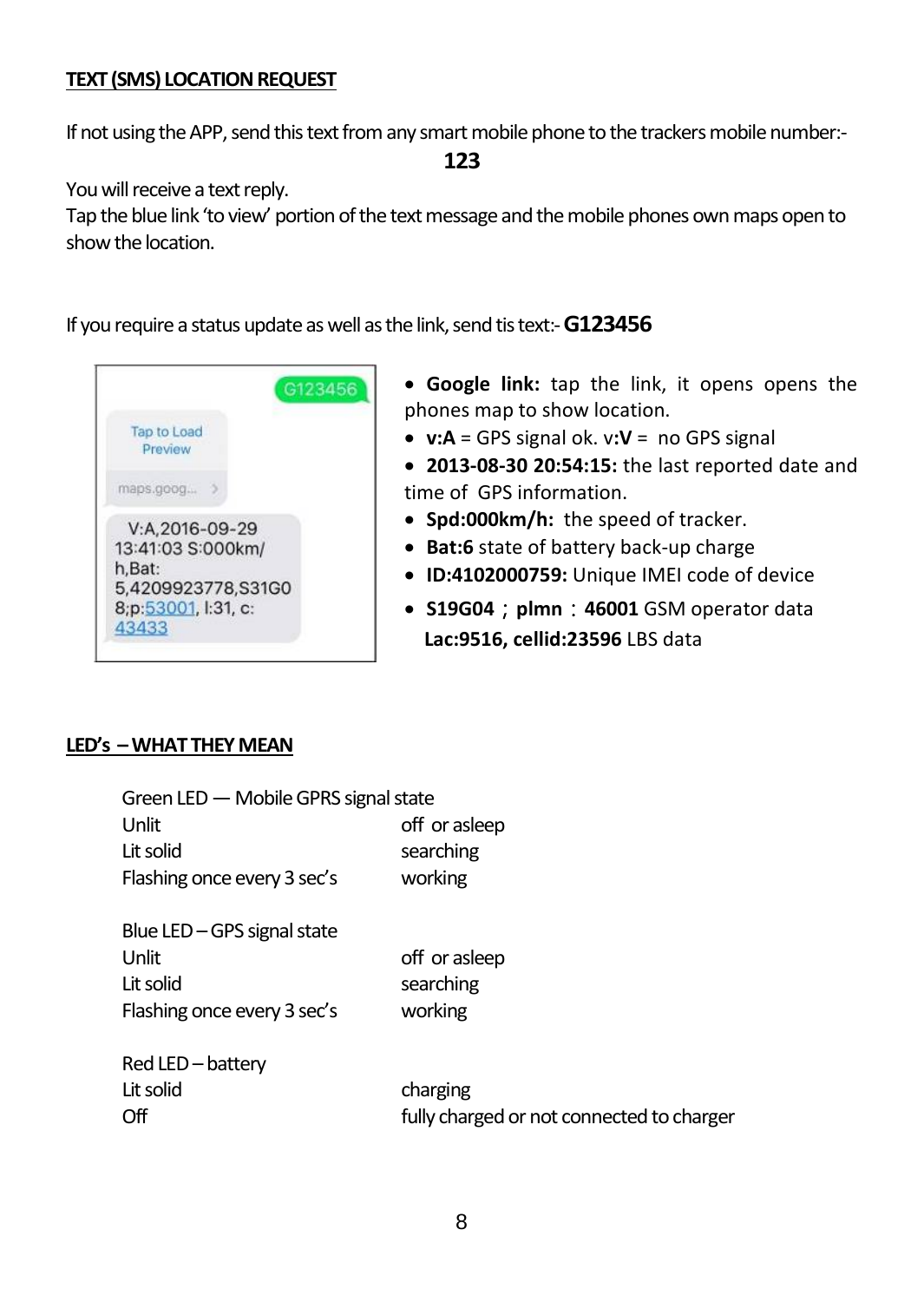**TEXT (SMS) LOCATION REQUEST**

If not using the APP, send this text from any smart mobile phone to the trackers mobile number:-

**123**

You will receive a text reply.

Tap the blue link 'to view' portion of the text message and the mobile phones own maps open to show the location.

If you require a status update as well as the link, send tis text:- **G123456**

- **Google link:** tap the link, it opens opens the phones map to show location.
- **v:A** = GPS signal ok. v**:V** = no GPS signal
- **2013-08-30 20:54:15:** the last reported date and time of GPS information.
- **Spd:000km/h:** the speed of tracker.
- **Bat:6** state of battery back-up charge
- **ID:4102000759:** Unique IMEI code of device
- **S19G04；plmn：46001** GSM operator data
  **Lac:9516, cellid:23596** LBS data

**LED's – WHAT THEY MEAN**

| Green LED — Mobile GPRS signal state | |
|---|---|
| Unlit | off or asleep |
| Lit solid | searching |
| Flashing once every 3 sec's | working |

| Blue LED – GPS signal state | |
|---|---|
| Unlit | off or asleep |
| Lit solid | searching |
| Flashing once every 3 sec's | working |

| Red LED – battery | |
|---|---|
| Lit solid | charging |
| Off | fully charged or not connected to charger |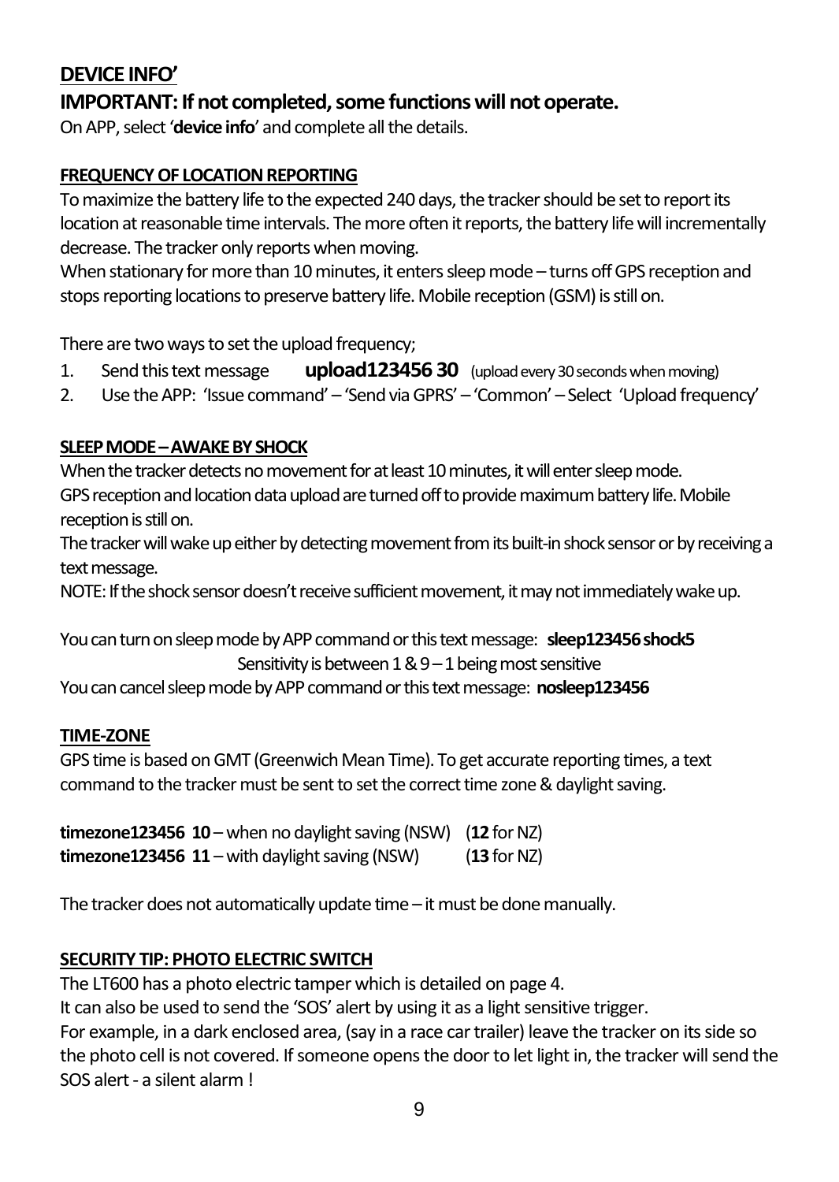## DEVICE INFO’

### IMPORTANT: If not completed, some functions will not operate.

On APP, select ‘**device info**’ and complete all the details.

### FREQUENCY OF LOCATION REPORTING

To maximize the battery life to the expected 240 days, the tracker should be set to report its location at reasonable time intervals. The more often it reports, the battery life will incrementally decrease. The tracker only reports when moving.
When stationary for more than 10 minutes, it enters sleep mode – turns off GPS reception and stops reporting locations to preserve battery life. Mobile reception (GSM) is still on.

There are two ways to set the upload frequency;

1. Send this text message **upload123456 30** (upload every 30 seconds when moving)
2. Use the APP: ‘Issue command’ – ‘Send via GPRS’ – ‘Common’ – Select ‘Upload frequency’

### SLEEP MODE – AWAKE BY SHOCK

When the tracker detects no movement for at least 10 minutes, it will enter sleep mode.
GPS reception and location data upload are turned off to provide maximum battery life. Mobile reception is still on.
The tracker will wake up either by detecting movement from its built-in shock sensor or by receiving a text message.
NOTE: If the shock sensor doesn’t receive sufficient movement, it may not immediately wake up.

You can turn on sleep mode by APP command or this text message: **sleep123456 shock5**
Sensitivity is between 1 & 9 – 1 being most sensitive
You can cancel sleep mode by APP command or this text message: **nosleep123456**

### TIME-ZONE

GPS time is based on GMT (Greenwich Mean Time). To get accurate reporting times, a text command to the tracker must be sent to set the correct time zone & daylight saving.

**timezone123456 10** – when no daylight saving (NSW) (**12** for NZ)
**timezone123456 11** – with daylight saving (NSW) (**13** for NZ)

The tracker does not automatically update time – it must be done manually.

### SECURITY TIP: PHOTO ELECTRIC SWITCH

The LT600 has a photo electric tamper which is detailed on page 4.
It can also be used to send the ‘SOS’ alert by using it as a light sensitive trigger.
For example, in a dark enclosed area, (say in a race car trailer) leave the tracker on its side so the photo cell is not covered. If someone opens the door to let light in, the tracker will send the SOS alert - a silent alarm !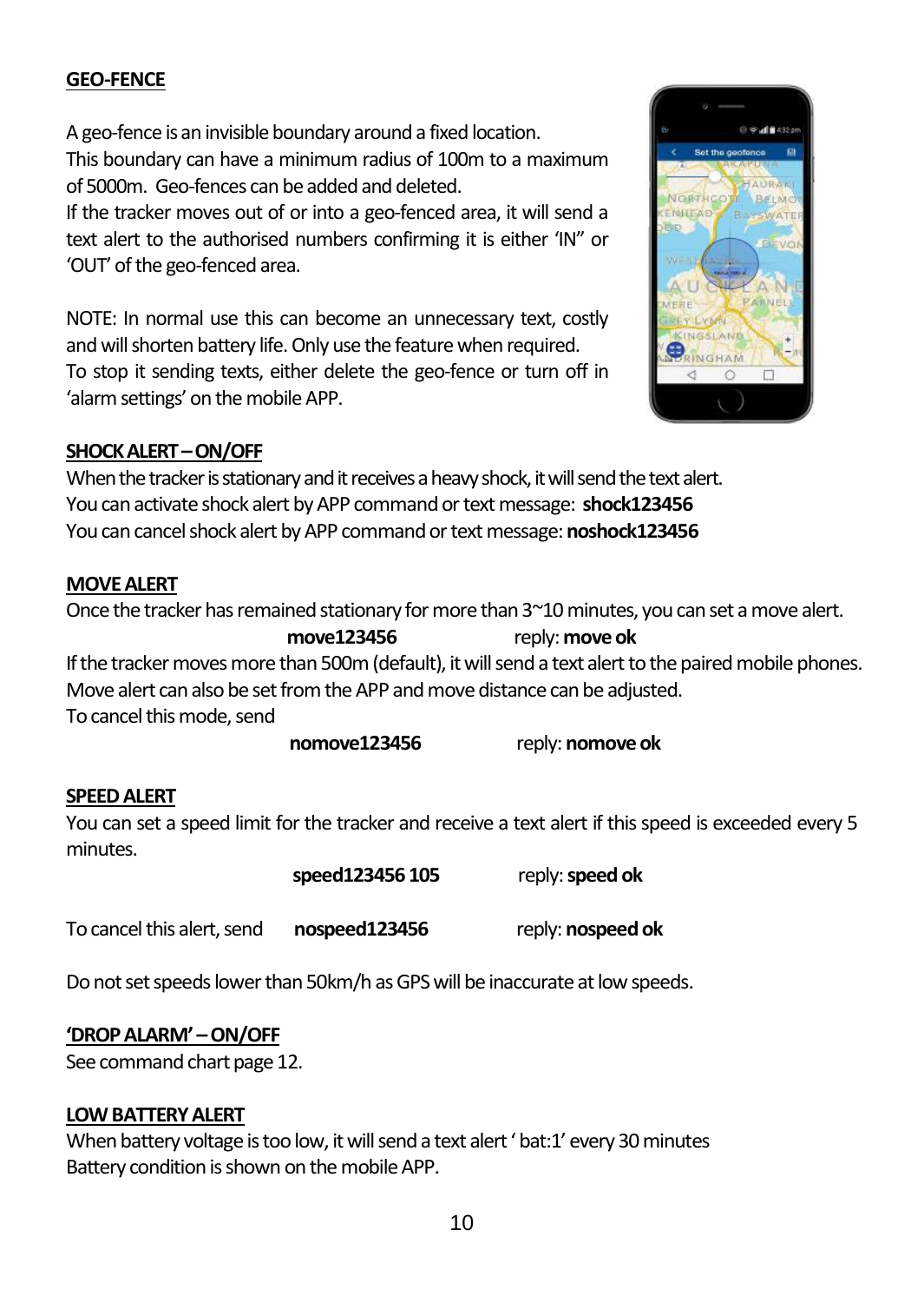## GEO-FENCE

A geo-fence is an invisible boundary around a fixed location.
This boundary can have a minimum radius of 100m to a maximum of 5000m. Geo-fences can be added and deleted.
If the tracker moves out of or into a geo-fenced area, it will send a text alert to the authorised numbers confirming it is either 'IN" or 'OUT' of the geo-fenced area.

NOTE: In normal use this can become an unnecessary text, costly and will shorten battery life. Only use the feature when required.
To stop it sending texts, either delete the geo-fence or turn off in 'alarm settings' on the mobile APP.

## SHOCK ALERT – ON/OFF

When the tracker is stationary and it receives a heavy shock, it will send the text alert.
You can activate shock alert by APP command or text message: **shock123456**
You can cancel shock alert by APP command or text message: **noshock123456**

## MOVE ALERT

Once the tracker has remained stationary for more than 3~10 minutes, you can set a move alert.

**move123456** reply: **move ok**

If the tracker moves more than 500m (default), it will send a text alert to the paired mobile phones.
Move alert can also be set from the APP and move distance can be adjusted.
To cancel this mode, send

**nomove123456** reply: **nomove ok**

## SPEED ALERT

You can set a speed limit for the tracker and receive a text alert if this speed is exceeded every 5 minutes.

**speed123456 105** reply: **speed ok**

To cancel this alert, send **nospeed123456** reply: **nospeed ok**

Do not set speeds lower than 50km/h as GPS will be inaccurate at low speeds.

## 'DROP ALARM' – ON/OFF

See command chart page 12.

## LOW BATTERY ALERT

When battery voltage is too low, it will send a text alert ' bat:1' every 30 minutes
Battery condition is shown on the mobile APP.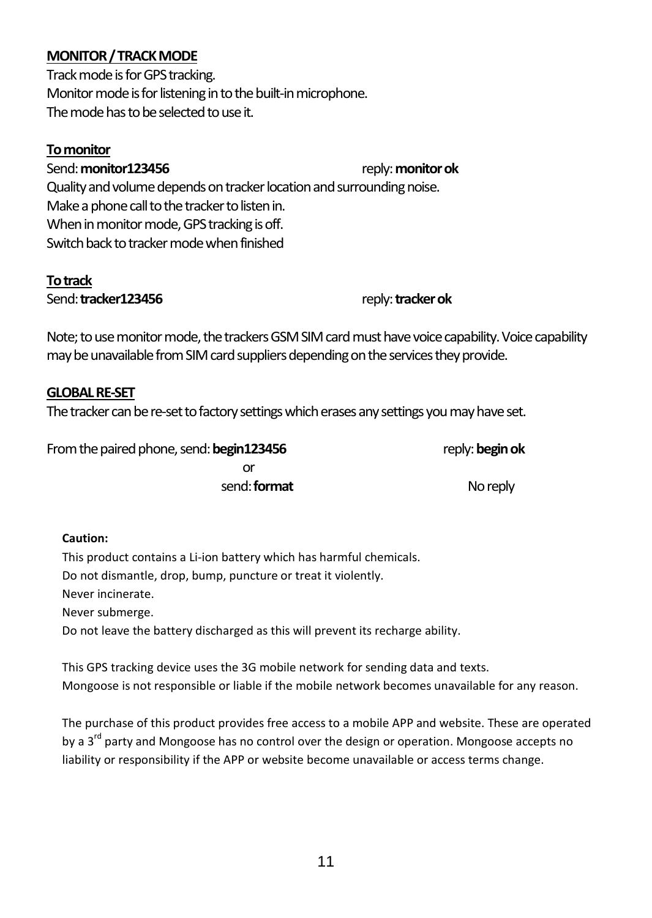## MONITOR / TRACK MODE

Track mode is for GPS tracking.
Monitor mode is for listening in to the built-in microphone.
The mode has to be selected to use it.

### To monitor

Send: **monitor123456** reply: **monitor ok**

Quality and volume depends on tracker location and surrounding noise.
Make a phone call to the tracker to listen in.
When in monitor mode, GPS tracking is off.
Switch back to tracker mode when finished

### To track

Send: **tracker123456** reply: **tracker ok**

Note; to use monitor mode, the trackers GSM SIM card must have voice capability. Voice capability may be unavailable from SIM card suppliers depending on the services they provide.

## GLOBAL RE-SET

The tracker can be re-set to factory settings which erases any settings you may have set.

From the paired phone, send: **begin123456** reply: **begin ok**

or

send: **format** No reply

**Caution:**

This product contains a Li-ion battery which has harmful chemicals.
Do not dismantle, drop, bump, puncture or treat it violently.
Never incinerate.
Never submerge.
Do not leave the battery discharged as this will prevent its recharge ability.

This GPS tracking device uses the 3G mobile network for sending data and texts.
Mongoose is not responsible or liable if the mobile network becomes unavailable for any reason.

The purchase of this product provides free access to a mobile APP and website. These are operated by a 3rd party and Mongoose has no control over the design or operation. Mongoose accepts no liability or responsibility if the APP or website become unavailable or access terms change.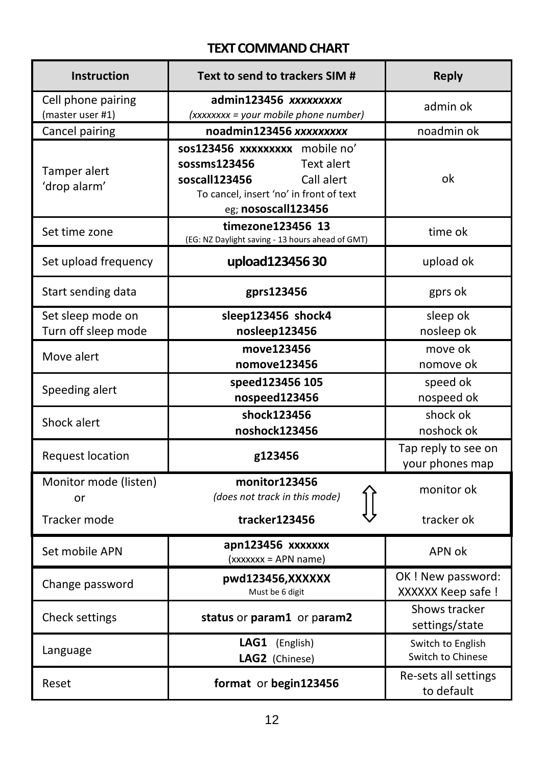## TEXT COMMAND CHART

| Instruction | Text to send to trackers SIM # | Reply |
|---|---|---|
| Cell phone pairing (master user #1) | **admin123456** ***xxxxxxxxx*** *(xxxxxxxx = your mobile phone number)* | admin ok |
| Cancel pairing | **noadmin123456** ***xxxxxxxxx*** | noadmin ok |
| Tamper alert 'drop alarm' | **sos123456 xxxxxxxxx** mobile no' **sossms123456** Text alert **soscall123456** Call alert To cancel, insert 'no' in front of text eg; **nososcall123456** | ok |
| Set time zone | **timezone123456 13** (EG: NZ Daylight saving - 13 hours ahead of GMT) | time ok |
| Set upload frequency | **upload123456 30** | upload ok |
| Start sending data | **gprs123456** | gprs ok |
| Set sleep mode on Turn off sleep mode | **sleep123456 shock4** **nosleep123456** | sleep ok nosleep ok |
| Move alert | **move123456** **nomove123456** | move ok nomove ok |
| Speeding alert | **speed123456 105** **nospeed123456** | speed ok nospeed ok |
| Shock alert | **shock123456** **noshock123456** | shock ok noshock ok |
| Request location | **g123456** | Tap reply to see on your phones map |
| Monitor mode (listen) or Tracker mode | **monitor123456** *(does not track in this mode)* ⇕ **tracker123456** | monitor ok tracker ok |
| Set mobile APN | **apn123456 xxxxxxx** (xxxxxxx = APN name) | APN ok |
| Change password | **pwd123456,XXXXXX** Must be 6 digit | OK ! New password: XXXXXX Keep safe ! |
| Check settings | **status** or **param1** or p**aram2** | Shows tracker settings/state |
| Language | **LAG1** (English) **LAG2** (Chinese) | Switch to English Switch to Chinese |
| Reset | **format** or **begin123456** | Re-sets all settings to default |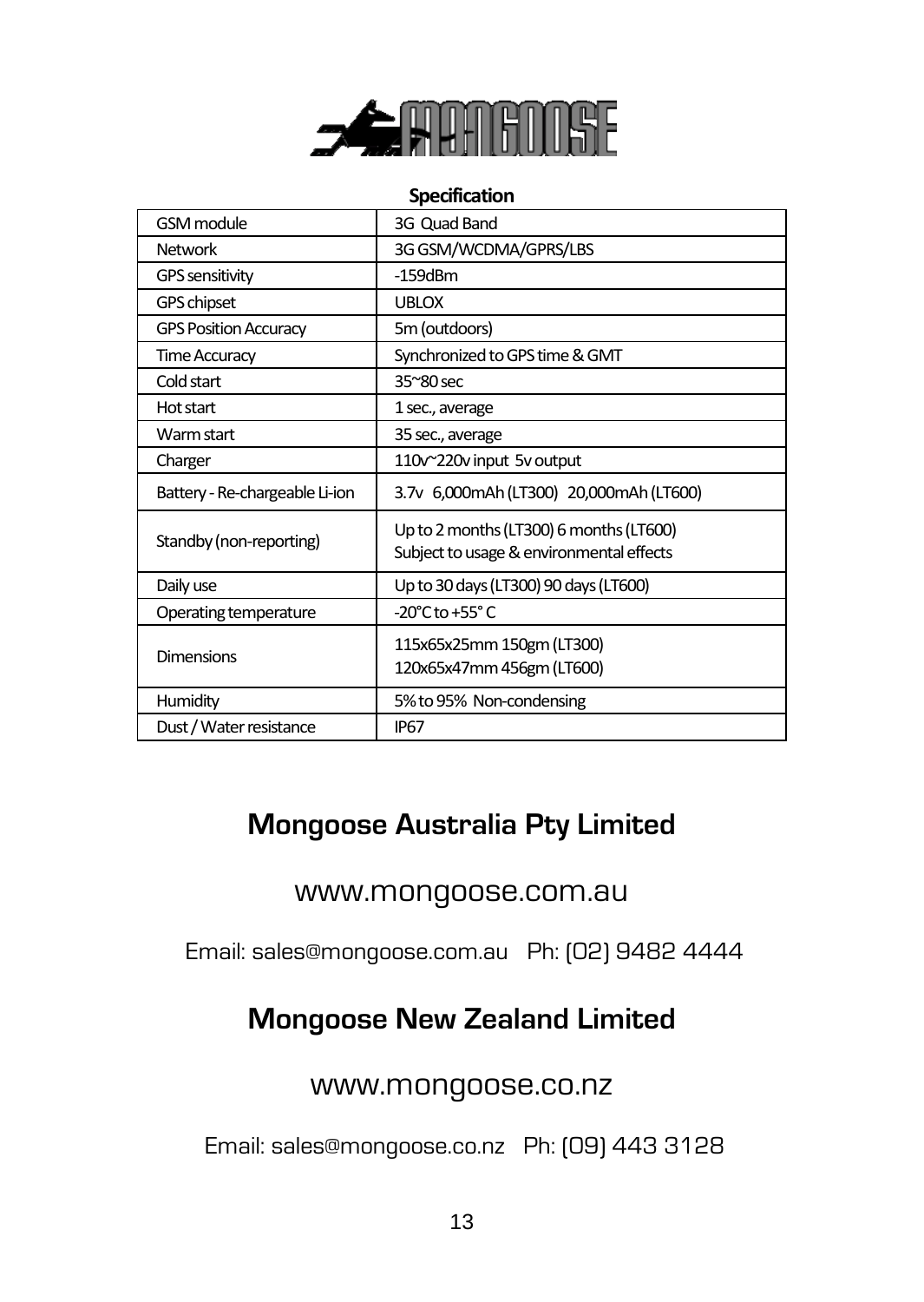**Specification**

| | |
|---|---|
| GSM module | 3G Quad Band |
| Network | 3G GSM/WCDMA/GPRS/LBS |
| GPS sensitivity | -159dBm |
| GPS chipset | UBLOX |
| GPS Position Accuracy | 5m (outdoors) |
| Time Accuracy | Synchronized to GPS time & GMT |
| Cold start | 35~80 sec |
| Hot start | 1 sec., average |
| Warm start | 35 sec., average |
| Charger | 110v~220v input 5v output |
| Battery - Re-chargeable Li-ion | 3.7v 6,000mAh (LT300) 20,000mAh (LT600) |
| Standby (non-reporting) | Up to 2 months (LT300) 6 months (LT600)<br>Subject to usage & environmental effects |
| Daily use | Up to 30 days (LT300) 90 days (LT600) |
| Operating temperature | -20°C to +55° C |
| Dimensions | 115x65x25mm 150gm (LT300)<br>120x65x47mm 456gm (LT600) |
| Humidity | 5% to 95% Non-condensing |
| Dust / Water resistance | IP67 |

## Mongoose Australia Pty Limited

www.mongoose.com.au

Email: sales@mongoose.com.au Ph: (02) 9482 4444

## Mongoose New Zealand Limited

www.mongoose.co.nz

Email: sales@mongoose.co.nz Ph: (09) 443 3128